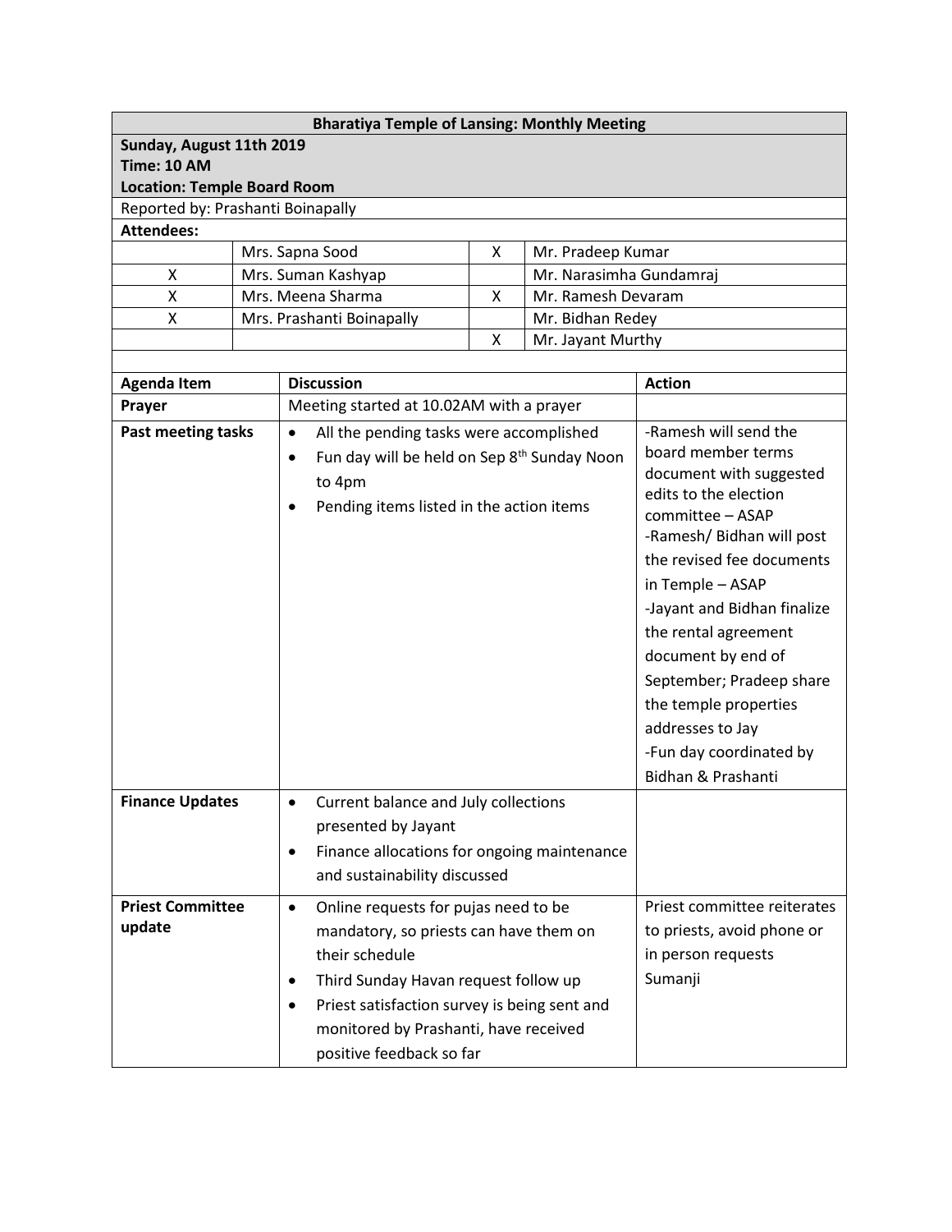| Bharatiya Temple of Lansing: Monthly Meeting | | | |
|---|---|---|---|
| **Sunday, August 11th 2019**<br>**Time: 10 AM**<br>**Location: Temple Board Room** | | | |
| Reported by: Prashanti Boinapally | | | |
| **Attendees:** | | | |
| | Mrs. Sapna Sood | X | Mr. Pradeep Kumar |
| X | Mrs. Suman Kashyap | | Mr. Narasimha Gundamraj |
| X | Mrs. Meena Sharma | X | Mr. Ramesh Devaram |
| X | Mrs. Prashanti Boinapally | | Mr. Bidhan Redey |
| | | X | Mr. Jayant Murthy |

| Agenda Item | Discussion | Action |
|---|---|---|
| **Prayer** | Meeting started at 10.02AM with a prayer | |
| **Past meeting tasks** | • All the pending tasks were accomplished<br>• Fun day will be held on Sep 8th Sunday Noon to 4pm<br>• Pending items listed in the action items | -Ramesh will send the board member terms document with suggested edits to the election committee – ASAP<br>-Ramesh/ Bidhan will post the revised fee documents in Temple – ASAP<br>-Jayant and Bidhan finalize the rental agreement document by end of September; Pradeep share the temple properties addresses to Jay<br>-Fun day coordinated by Bidhan & Prashanti |
| **Finance Updates** | • Current balance and July collections presented by Jayant<br>• Finance allocations for ongoing maintenance and sustainability discussed | |
| **Priest Committee update** | • Online requests for pujas need to be mandatory, so priests can have them on their schedule<br>• Third Sunday Havan request follow up<br>• Priest satisfaction survey is being sent and monitored by Prashanti, have received positive feedback so far | Priest committee reiterates to priests, avoid phone or in person requests Sumanji |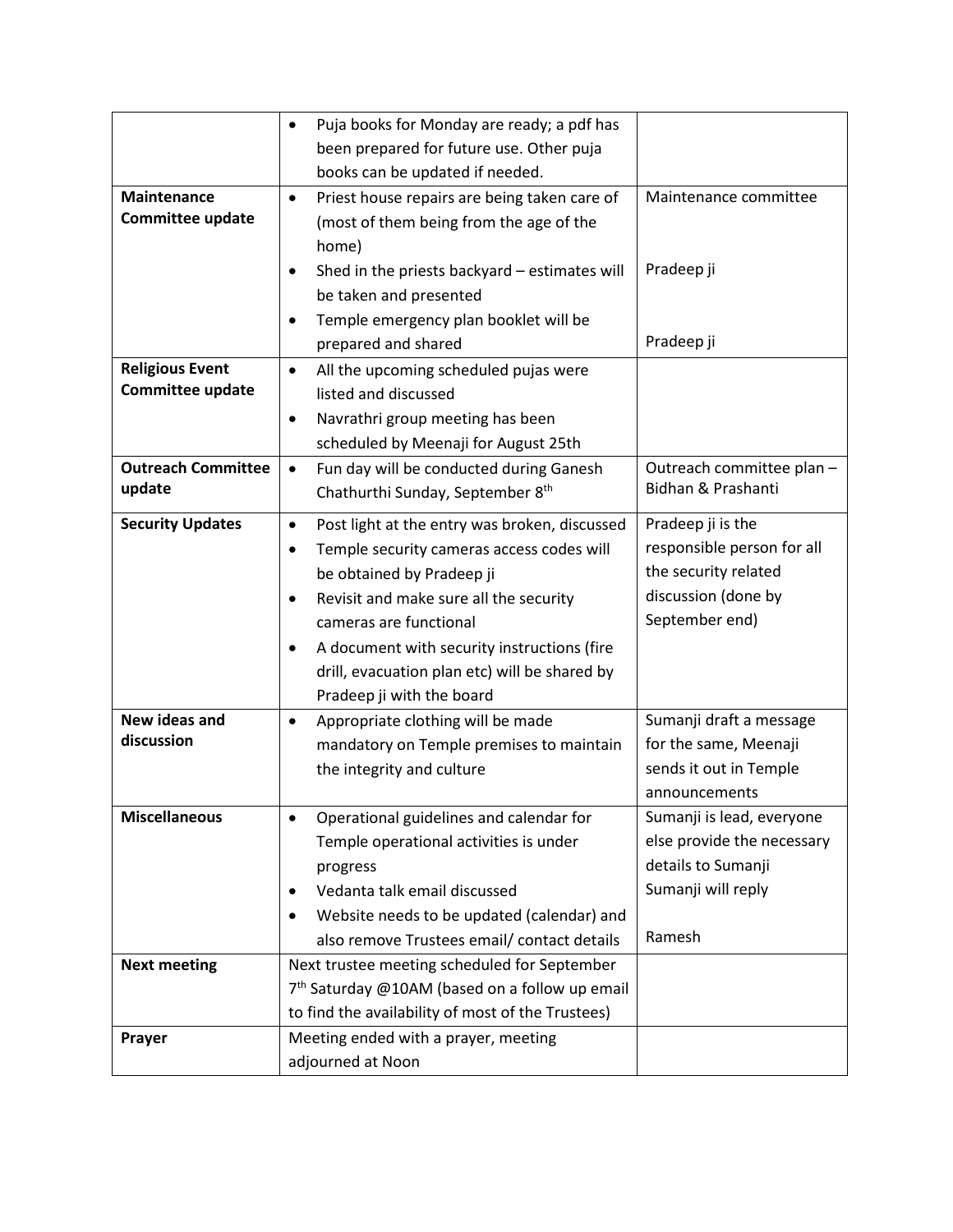| | | |
|---|---|---|
| | • Puja books for Monday are ready; a pdf has been prepared for future use. Other puja books can be updated if needed. | |
| **Maintenance Committee update** | • Priest house repairs are being taken care of (most of them being from the age of the home)<br>• Shed in the priests backyard – estimates will be taken and presented<br>• Temple emergency plan booklet will be prepared and shared | Maintenance committee<br><br>Pradeep ji<br><br>Pradeep ji |
| **Religious Event Committee update** | • All the upcoming scheduled pujas were listed and discussed<br>• Navrathri group meeting has been scheduled by Meenaji for August 25th | |
| **Outreach Committee update** | • Fun day will be conducted during Ganesh Chathurthi Sunday, September 8th | Outreach committee plan – Bidhan & Prashanti |
| **Security Updates** | • Post light at the entry was broken, discussed<br>• Temple security cameras access codes will be obtained by Pradeep ji<br>• Revisit and make sure all the security cameras are functional<br>• A document with security instructions (fire drill, evacuation plan etc) will be shared by Pradeep ji with the board | Pradeep ji is the responsible person for all the security related discussion (done by September end) |
| **New ideas and discussion** | • Appropriate clothing will be made mandatory on Temple premises to maintain the integrity and culture | Sumanji draft a message for the same, Meenaji sends it out in Temple announcements |
| **Miscellaneous** | • Operational guidelines and calendar for Temple operational activities is under progress<br>• Vedanta talk email discussed<br>• Website needs to be updated (calendar) and also remove Trustees email/ contact details | Sumanji is lead, everyone else provide the necessary details to Sumanji<br>Sumanji will reply<br><br>Ramesh |
| **Next meeting** | Next trustee meeting scheduled for September 7th Saturday @10AM (based on a follow up email to find the availability of most of the Trustees) | |
| **Prayer** | Meeting ended with a prayer, meeting adjourned at Noon | |